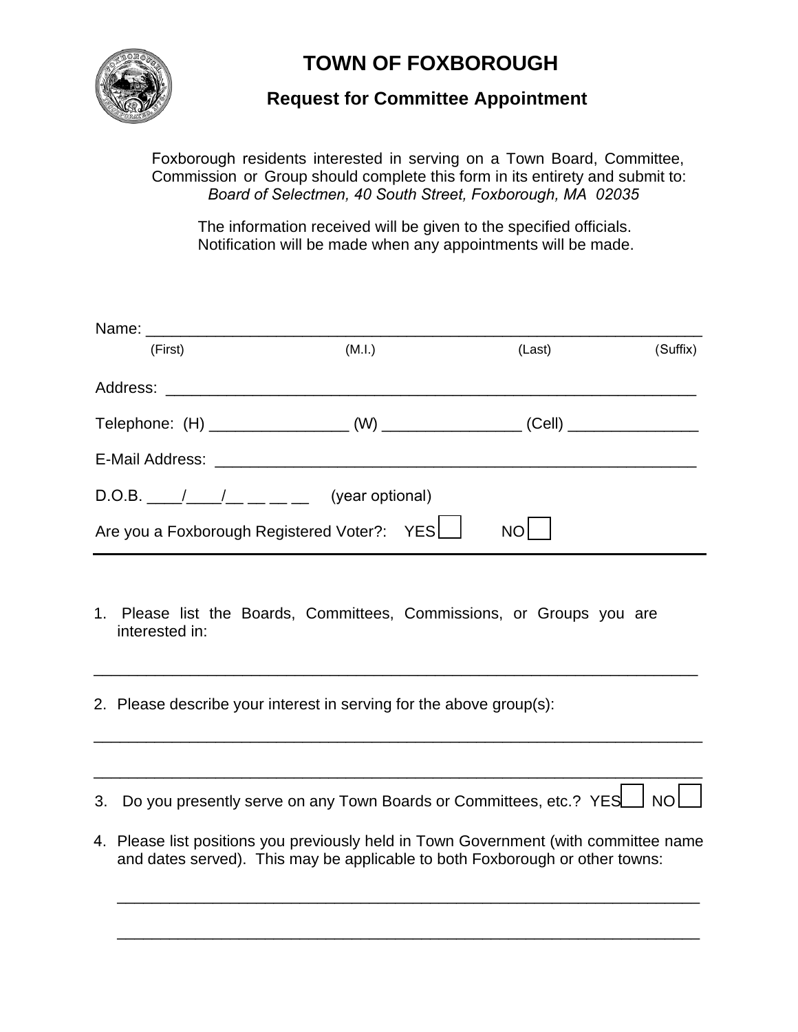# TOWN OF FOXBOROUGH

## Request for Committee Appointment

Foxborough residents interested in serving on a Town Board, Committee, Commission or Group should complete this form in its entirety and submit to:
*Board of Selectmen, 40 South Street, Foxborough, MA 02035*

The information received will be given to the specified officials.
Notification will be made when any appointments will be made.

Name: ____________________________________________________________
(First) (M.I.) (Last) (Suffix)

Address: ____________________________________________________________

Telephone: (H) ________________ (W) ________________ (Cell) _______________

E-Mail Address: ________________________________________________________

D.O.B. ____/____/__ __ __ __ (year optional)

Are you a Foxborough Registered Voter?: YES ☐ NO ☐

---

1. Please list the Boards, Committees, Commissions, or Groups you are interested in:

_______________________________________________________________________

2. Please describe your interest in serving for the above group(s):

_______________________________________________________________________

_______________________________________________________________________

3. Do you presently serve on any Town Boards or Committees, etc.? YES ☐ NO ☐

4. Please list positions you previously held in Town Government (with committee name and dates served). This may be applicable to both Foxborough or other towns:

_______________________________________________________________________

_______________________________________________________________________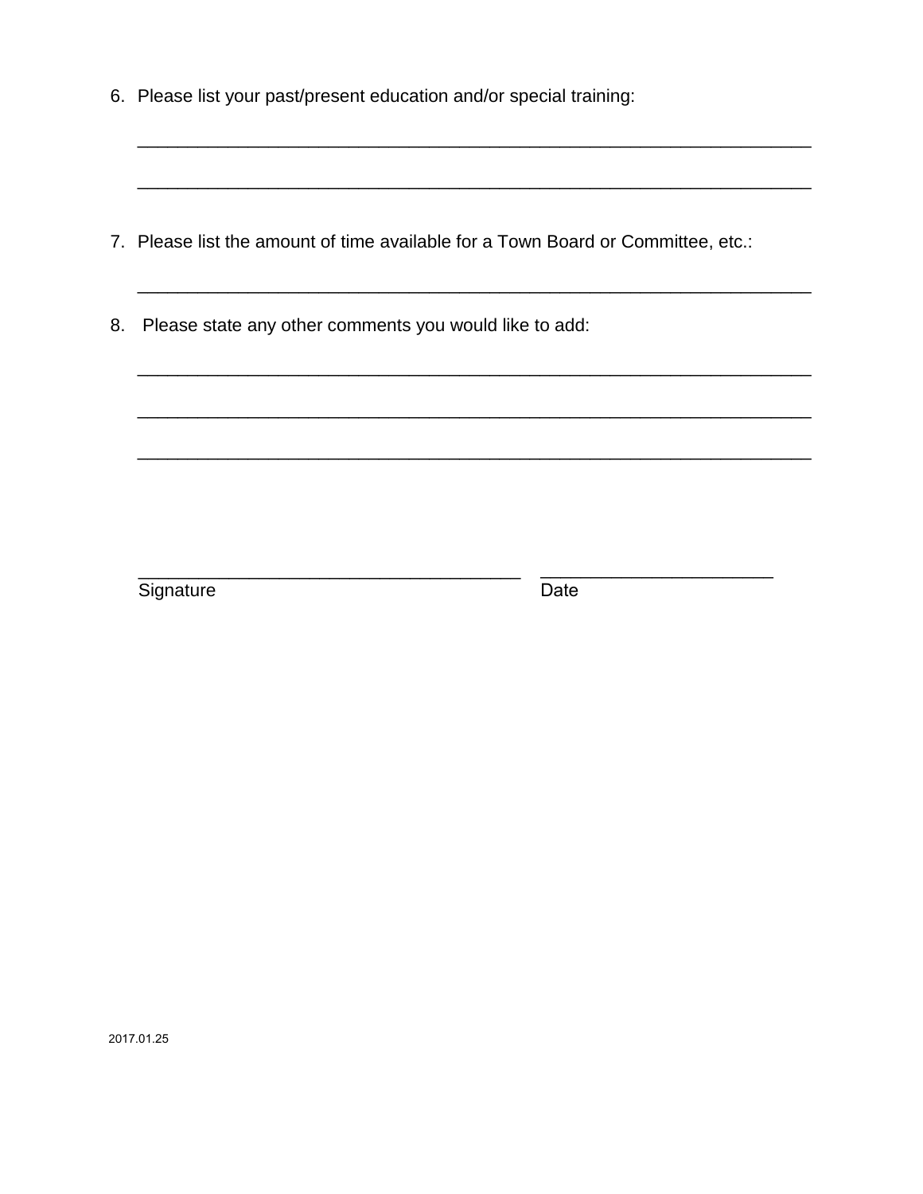6. Please list your past/present education and/or special training:

_______________________________________________________________________

_______________________________________________________________________

7. Please list the amount of time available for a Town Board or Committee, etc.:

_______________________________________________________________________

8. Please state any other comments you would like to add:

_______________________________________________________________________

_______________________________________________________________________

_______________________________________________________________________

_______________________________________ _______________________
Signature Date

2017.01.25